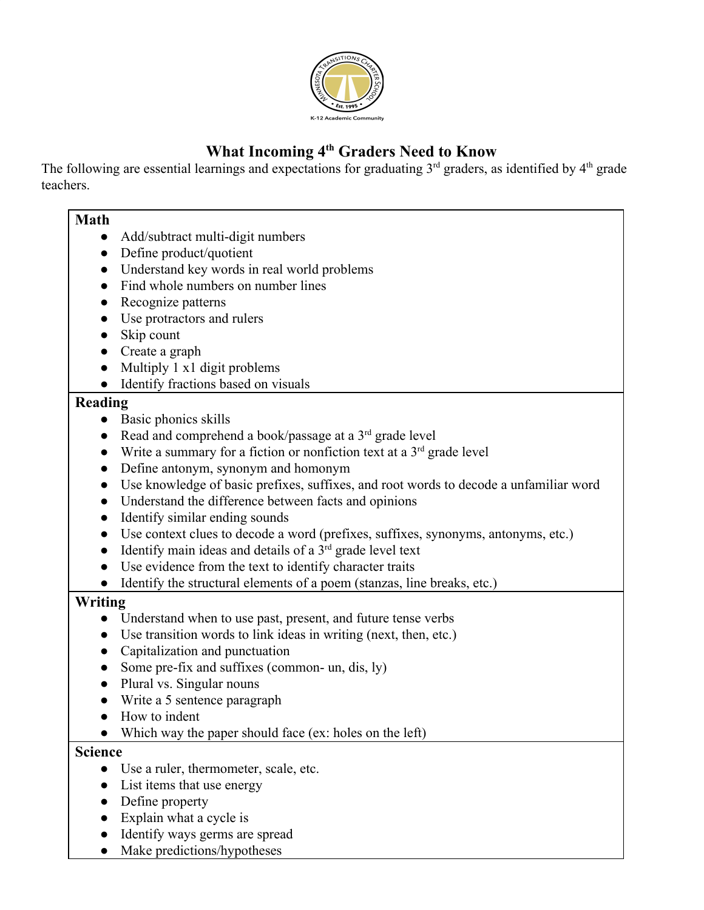# What Incoming 4th Graders Need to Know

The following are essential learnings and expectations for graduating 3rd graders, as identified by 4th grade teachers.

## Math

- Add/subtract multi-digit numbers
- Define product/quotient
- Understand key words in real world problems
- Find whole numbers on number lines
- Recognize patterns
- Use protractors and rulers
- Skip count
- Create a graph
- Multiply 1 x1 digit problems
- Identify fractions based on visuals

## Reading

- Basic phonics skills
- Read and comprehend a book/passage at a 3rd grade level
- Write a summary for a fiction or nonfiction text at a 3rd grade level
- Define antonym, synonym and homonym
- Use knowledge of basic prefixes, suffixes, and root words to decode a unfamiliar word
- Understand the difference between facts and opinions
- Identify similar ending sounds
- Use context clues to decode a word (prefixes, suffixes, synonyms, antonyms, etc.)
- Identify main ideas and details of a 3rd grade level text
- Use evidence from the text to identify character traits
- Identify the structural elements of a poem (stanzas, line breaks, etc.)

## Writing

- Understand when to use past, present, and future tense verbs
- Use transition words to link ideas in writing (next, then, etc.)
- Capitalization and punctuation
- Some pre-fix and suffixes (common- un, dis, ly)
- Plural vs. Singular nouns
- Write a 5 sentence paragraph
- How to indent
- Which way the paper should face (ex: holes on the left)

## Science

- Use a ruler, thermometer, scale, etc.
- List items that use energy
- Define property
- Explain what a cycle is
- Identify ways germs are spread
- Make predictions/hypotheses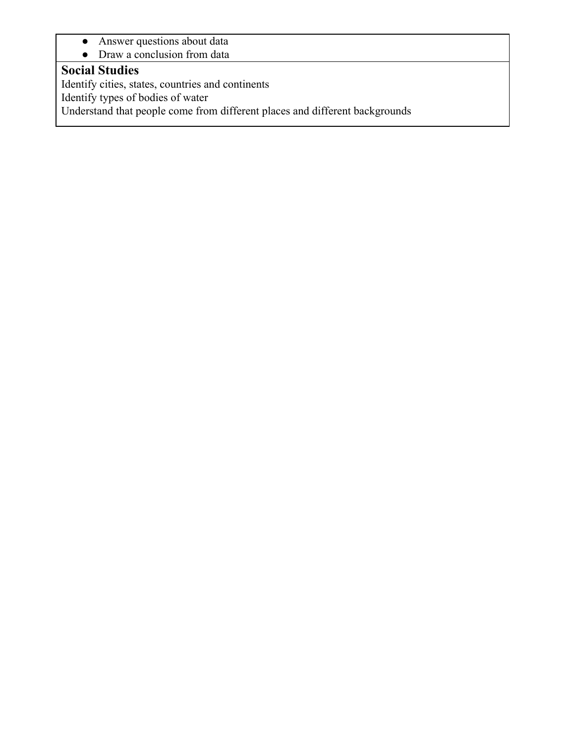- Answer questions about data
- Draw a conclusion from data

## Social Studies

Identify cities, states, countries and continents
Identify types of bodies of water
Understand that people come from different places and different backgrounds